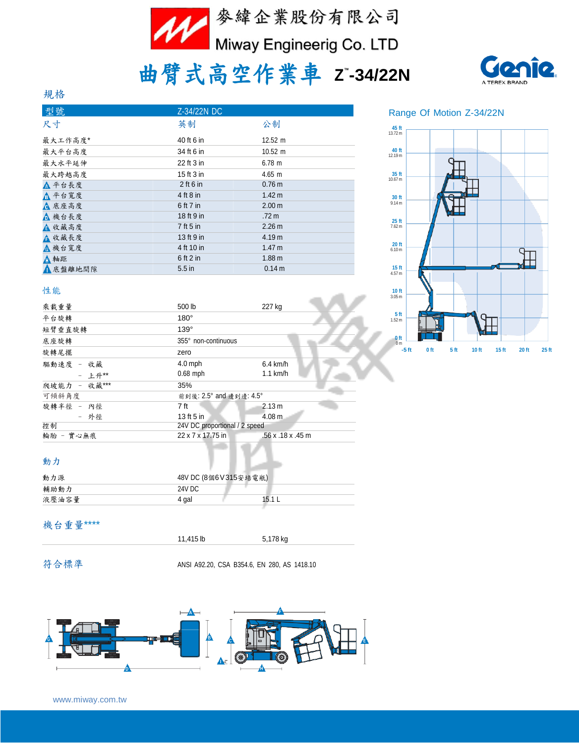# 麥緯企業股份有限公司

Miway Engineerig Co. LTD

# 曲臂式高空作業車 Z™-34/22N

Genie A TEREX BRAND

## 規格

| 型號 | Z-34/22N DC | |
|---|---|---|
| 尺寸 | 英制 | 公制 |
| 最大工作高度* | 40 ft 6 in | 12.52 m |
| 最大平台高度 | 34 ft 6 in | 10.52 m |
| 最大水平延伸 | 22 ft 3 in | 6.78 m |
| 最大跨越高度 | 15 ft 3 in | 4.65 m |
| A 平台長度 | 2 ft 6 in | 0.76 m |
| B 平台寬度 | 4 ft 8 in | 1.42 m |
| C 底座高度 | 6 ft 7 in | 2.00 m |
| D 機台長度 | 18 ft 9 in | .72 m |
| E 收藏高度 | 7 ft 5 in | 2.26 m |
| F 收藏長度 | 13 ft 9 in | 4.19 m |
| G 機台寬度 | 4 ft 10 in | 1.47 m |
| H 軸距 | 6 ft 2 in | 1.88 m |
| I 底盤離地間隙 | 5.5 in | 0.14 m |

## 性能

| | | |
|---|---|---|
| 乘載重量 | 500 lb | 227 kg |
| 平台旋轉 | 180° | |
| 短臂垂直旋轉 | 139° | |
| 底座旋轉 | 355° non-continuous | |
| 旋轉尾擺 | zero | |
| 驅動速度 － 收藏 | 4.0 mph | 6.4 km/h |
| － 上升** | 0.68 mph | 1.1 km/h |
| 爬坡能力 － 收藏*** | 35% | |
| 可傾斜角度 | 前到後: 2.5° and 邊到邊: 4.5° | |
| 旋轉半徑 － 內徑 | 7 ft | 2.13 m |
| － 外徑 | 13 ft 5 in | 4.08 m |
| 控制 | 24V DC proportional / 2 speed | |
| 輪胎 － 實心無痕 | 22 x 7 x 17.75 in | .56 x .18 x .45 m |

## 動力

| | | |
|---|---|---|
| 動力源 | 48V DC (8個6V315安培電瓶) | |
| 輔助動力 | 24V DC | |
| 液壓油容量 | 4 gal | 15.1 L |

## 機台重量****

| | |
|---|---|
| 11,415 lb | 5,178 kg |

## 符合標準

ANSI A92.20, CSA B354.6, EN 280, AS 1418.10

## Range Of Motion Z-34/22N

www.miway.com.tw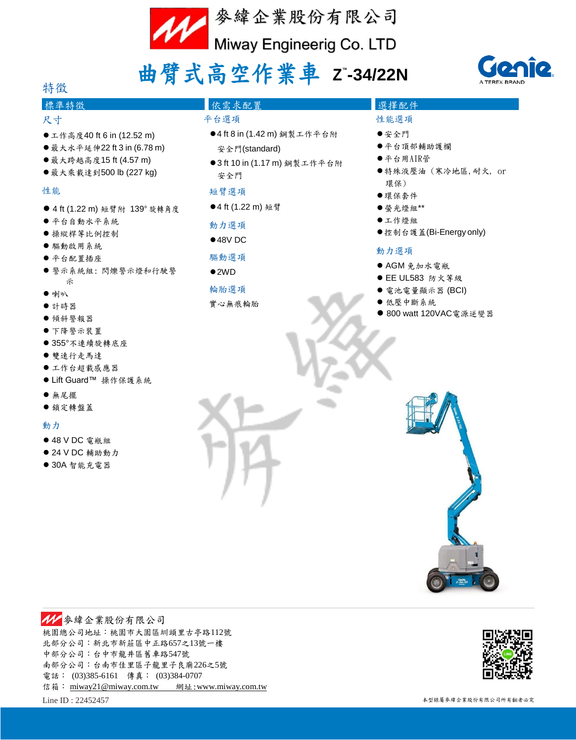麥緯企業股份有限公司

Miway Engineerig Co. LTD

# 曲臂式高空作業車 Z™-34/22N

Genie A TEREX BRAND

## 特徵

### 標準特徵

#### 尺寸

- 工作高度40 ft 6 in (12.52 m)
- 最大水平延伸22 ft 3 in (6.78 m)
- 最大跨越高度15 ft (4.57 m)
- 最大乘載達到500 lb (227 kg)

#### 性能

- 4 ft (1.22 m) 短臂附 139° 旋轉角度
- 平台自動水平系統
- 操縱桿等比例控制
- 驅動啟用系統
- 平台配置插座
- 警示系統組：閃爍警示燈和行駛警示
- 喇叭
- 計時器
- 傾斜警報器
- 下降警示裝置
- 355°不連續旋轉底座
- 雙速行走馬達
- 工作台超載感應器
- Lift Guard™ 操作保護系統
- 無尾擺
- 鎖定轉盤蓋

#### 動力

- 48 V DC 電瓶組
- 24 V DC 輔助動力
- 30A 智能充電器

### 依需求配置

#### 平台選項

- 4 ft 8 in (1.42 m) 鋼製工作平台附安全門(standard)
- 3 ft 10 in (1.17 m) 鋼製工作平台附安全門

#### 短臂選項

- 4 ft (1.22 m) 短臂

#### 動力選項

- 48V DC

#### 驅動選項

- 2WD

#### 輪胎選項

實心無痕輪胎

### 選擇配件

#### 性能選項

- 安全門
- 平台頂部輔助護欄
- 平台用AIR管
- 特殊液壓油（寒冷地區,耐火, or 環保）
- 環保套件
- 螢光燈組**
- 工作燈組
- 控制台護蓋(Bi-Energy only)

#### 動力選項

- AGM 免加水電瓶
- EE UL583 防火等級
- 電池電量顯示器 (BCI)
- 低壓中斷系統
- 800 watt 120VAC電源逆變器

---

麥緯企業股份有限公司

桃園總公司地址：桃園市大園區圳頭里古亭路112號

北部分公司：新北市新莊區中正路657之13號一樓

中部分公司：台中市龍井區舊車路547號

南部分公司：台南市佳里區子龍里子良廟226之5號

電話： (03)385-6161 傳真： (03)384-0707

信箱： miway21@miway.com.tw 網址：www.miway.com.tw

Line ID : 22452457

本型錄屬麥緯企業股份有限公司所有翻者必究